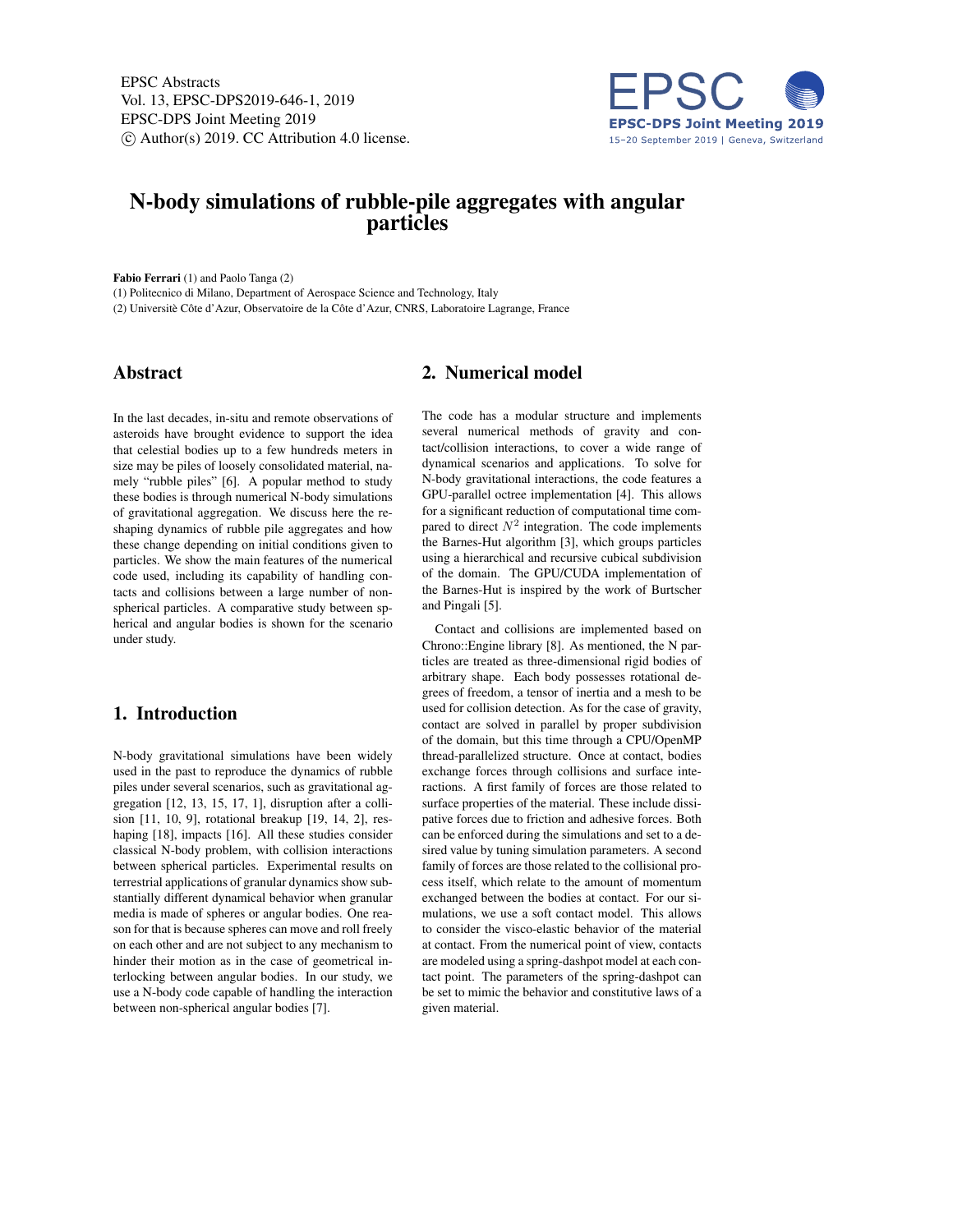# N-body simulations of rubble-pile aggregates with angular particles

**Fabio Ferrari** (1) and Paolo Tanga (2)

(1) Politecnico di Milano, Department of Aerospace Science and Technology, Italy

(2) Universitè Côte d'Azur, Observatoire de la Côte d'Azur, CNRS, Laboratoire Lagrange, France

## Abstract

In the last decades, in-situ and remote observations of asteroids have brought evidence to support the idea that celestial bodies up to a few hundreds meters in size may be piles of loosely consolidated material, namely "rubble piles" [6]. A popular method to study these bodies is through numerical N-body simulations of gravitational aggregation. We discuss here the reshaping dynamics of rubble pile aggregates and how these change depending on initial conditions given to particles. We show the main features of the numerical code used, including its capability of handling contacts and collisions between a large number of non-spherical particles. A comparative study between spherical and angular bodies is shown for the scenario under study.

## 1. Introduction

N-body gravitational simulations have been widely used in the past to reproduce the dynamics of rubble piles under several scenarios, such as gravitational aggregation [12, 13, 15, 17, 1], disruption after a collision [11, 10, 9], rotational breakup [19, 14, 2], reshaping [18], impacts [16]. All these studies consider classical N-body problem, with collision interactions between spherical particles. Experimental results on terrestrial applications of granular dynamics show substantially different dynamical behavior when granular media is made of spheres or angular bodies. One reason for that is because spheres can move and roll freely on each other and are not subject to any mechanism to hinder their motion as in the case of geometrical interlocking between angular bodies. In our study, we use a N-body code capable of handling the interaction between non-spherical angular bodies [7].

## 2. Numerical model

The code has a modular structure and implements several numerical methods of gravity and contact/collision interactions, to cover a wide range of dynamical scenarios and applications. To solve for N-body gravitational interactions, the code features a GPU-parallel octree implementation [4]. This allows for a significant reduction of computational time compared to direct $N^2$ integration. The code implements the Barnes-Hut algorithm [3], which groups particles using a hierarchical and recursive cubical subdivision of the domain. The GPU/CUDA implementation of the Barnes-Hut is inspired by the work of Burtscher and Pingali [5].

Contact and collisions are implemented based on Chrono::Engine library [8]. As mentioned, the N particles are treated as three-dimensional rigid bodies of arbitrary shape. Each body possesses rotational degrees of freedom, a tensor of inertia and a mesh to be used for collision detection. As for the case of gravity, contact are solved in parallel by proper subdivision of the domain, but this time through a CPU/OpenMP thread-parallelized structure. Once at contact, bodies exchange forces through collisions and surface interactions. A first family of forces are those related to surface properties of the material. These include dissipative forces due to friction and adhesive forces. Both can be enforced during the simulations and set to a desired value by tuning simulation parameters. A second family of forces are those related to the collisional process itself, which relate to the amount of momentum exchanged between the bodies at contact. For our simulations, we use a soft contact model. This allows to consider the visco-elastic behavior of the material at contact. From the numerical point of view, contacts are modeled using a spring-dashpot model at each contact point. The parameters of the spring-dashpot can be set to mimic the behavior and constitutive laws of a given material.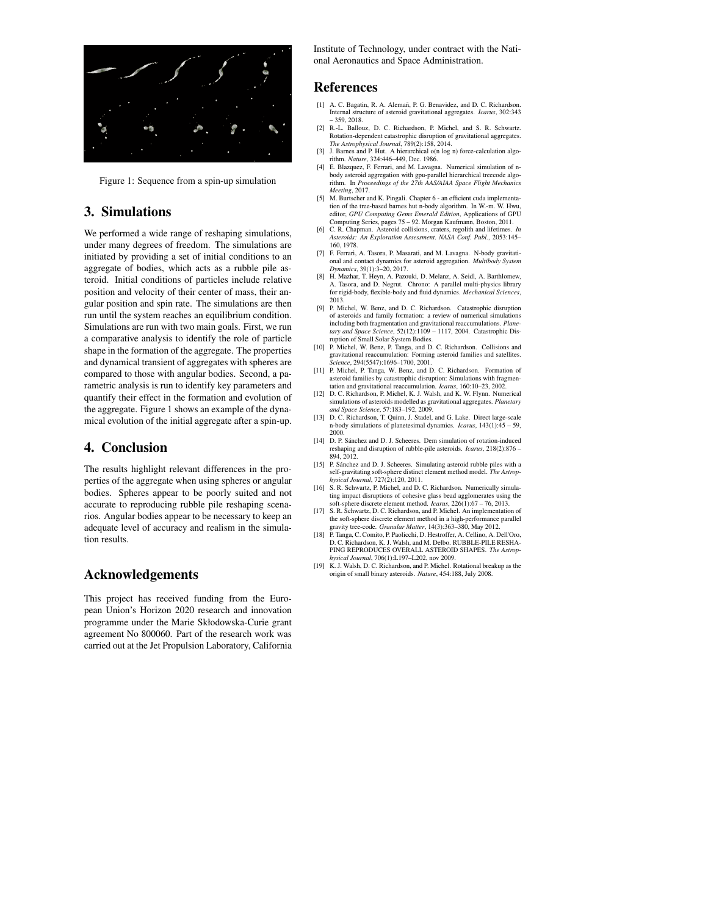Figure 1: Sequence from a spin-up simulation

## 3. Simulations

We performed a wide range of reshaping simulations, under many degrees of freedom. The simulations are initiated by providing a set of initial conditions to an aggregate of bodies, which acts as a rubble pile asteroid. Initial conditions of particles include relative position and velocity of their center of mass, their angular position and spin rate. The simulations are then run until the system reaches an equilibrium condition. Simulations are run with two main goals. First, we run a comparative analysis to identify the role of particle shape in the formation of the aggregate. The properties and dynamical transient of aggregates with spheres are compared to those with angular bodies. Second, a parametric analysis is run to identify key parameters and quantify their effect in the formation and evolution of the aggregate. Figure 1 shows an example of the dynamical evolution of the initial aggregate after a spin-up.

## 4. Conclusion

The results highlight relevant differences in the properties of the aggregate when using spheres or angular bodies. Spheres appear to be poorly suited and not accurate to reproducing rubble pile reshaping scenarios. Angular bodies appear to be necessary to keep an adequate level of accuracy and realism in the simulation results.

## Acknowledgements

This project has received funding from the European Union's Horizon 2020 research and innovation programme under the Marie Skłodowska-Curie grant agreement No 800060. Part of the research work was carried out at the Jet Propulsion Laboratory, California Institute of Technology, under contract with the National Aeronautics and Space Administration.

## References

[1] A. C. Bagatin, R. A. Alemañ, P. G. Benavidez, and D. C. Richardson. Internal structure of asteroid gravitational aggregates. *Icarus*, 302:343 – 359, 2018.

[2] R.-L. Ballouz, D. C. Richardson, P. Michel, and S. R. Schwartz. Rotation-dependent catastrophic disruption of gravitational aggregates. *The Astrophysical Journal*, 789(2):158, 2014.

[3] J. Barnes and P. Hut. A hierarchical o(n log n) force-calculation algorithm. *Nature*, 324:446–449, Dec. 1986.

[4] E. Blazquez, F. Ferrari, and M. Lavagna. Numerical simulation of n-body asteroid aggregation with gpu-parallel hierarchical treecode algorithm. In *Proceedings of the 27th AAS/AIAA Space Flight Mechanics Meeting*, 2017.

[5] M. Burtscher and K. Pingali. Chapter 6 - an efficient cuda implementation of the tree-based barnes hut n-body algorithm. In W.-m. W. Hwu, editor, *GPU Computing Gems Emerald Edition*, Applications of GPU Computing Series, pages 75 – 92. Morgan Kaufmann, Boston, 2011.

[6] C. R. Chapman. Asteroid collisions, craters, regolith and lifetimes. *In Asteroids: An Exploration Assessment. NASA Conf. Publ.*, 2053:145–160, 1978.

[7] F. Ferrari, A. Tasora, P. Masarati, and M. Lavagna. N-body gravitational and contact dynamics for asteroid aggregation. *Multibody System Dynamics*, 39(1):3–20, 2017.

[8] H. Mazhar, T. Heyn, A. Pazouki, D. Melanz, A. Seidl, A. Barthlomew, A. Tasora, and D. Negrut. Chrono: A parallel multi-physics library for rigid-body, flexible-body and fluid dynamics. *Mechanical Sciences*, 2013.

[9] P. Michel, W. Benz, and D. C. Richardson. Catastrophic disruption of asteroids and family formation: a review of numerical simulations including both fragmentation and gravitational reaccumulations. *Planetary and Space Science*, 52(12):1109 – 1117, 2004. Catastrophic Disruption of Small Solar System Bodies.

[10] P. Michel, W. Benz, P. Tanga, and D. C. Richardson. Collisions and gravitational reaccumulation: Forming asteroid families and satellites. *Science*, 294(5547):1696–1700, 2001.

[11] P. Michel, P. Tanga, W. Benz, and D. C. Richardson. Formation of asteroid families by catastrophic disruption: Simulations with fragmentation and gravitational reaccumulation. *Icarus*, 160:10–23, 2002.

[12] D. C. Richardson, P. Michel, K. J. Walsh, and K. W. Flynn. Numerical simulations of asteroids modelled as gravitational aggregates. *Planetary and Space Science*, 57:183–192, 2009.

[13] D. C. Richardson, T. Quinn, J. Stadel, and G. Lake. Direct large-scale n-body simulations of planetesimal dynamics. *Icarus*, 143(1):45 – 59, 2000.

[14] D. P. Sánchez and D. J. Scheeres. Dem simulation of rotation-induced reshaping and disruption of rubble-pile asteroids. *Icarus*, 218(2):876 – 894, 2012.

[15] P. Sánchez and D. J. Scheeres. Simulating asteroid rubble piles with a self-gravitating soft-sphere distinct element method model. *The Astrophysical Journal*, 727(2):120, 2011.

[16] S. R. Schwartz, P. Michel, and D. C. Richardson. Numerically simulating impact disruptions of cohesive glass bead agglomerates using the soft-sphere discrete element method. *Icarus*, 226(1):67 – 76, 2013.

[17] S. R. Schwartz, D. C. Richardson, and P. Michel. An implementation of the soft-sphere discrete element method in a high-performance parallel gravity tree-code. *Granular Matter*, 14(3):363–380, May 2012.

[18] P. Tanga, C. Comito, P. Paolicchi, D. Hestroffer, A. Cellino, A. Dell'Oro, D. C. Richardson, K. J. Walsh, and M. Delbo. RUBBLE-PILE RESHAPING REPRODUCES OVERALL ASTEROID SHAPES. *The Astrophysical Journal*, 706(1):L197–L202, nov 2009.

[19] K. J. Walsh, D. C. Richardson, and P. Michel. Rotational breakup as the origin of small binary asteroids. *Nature*, 454:188, July 2008.